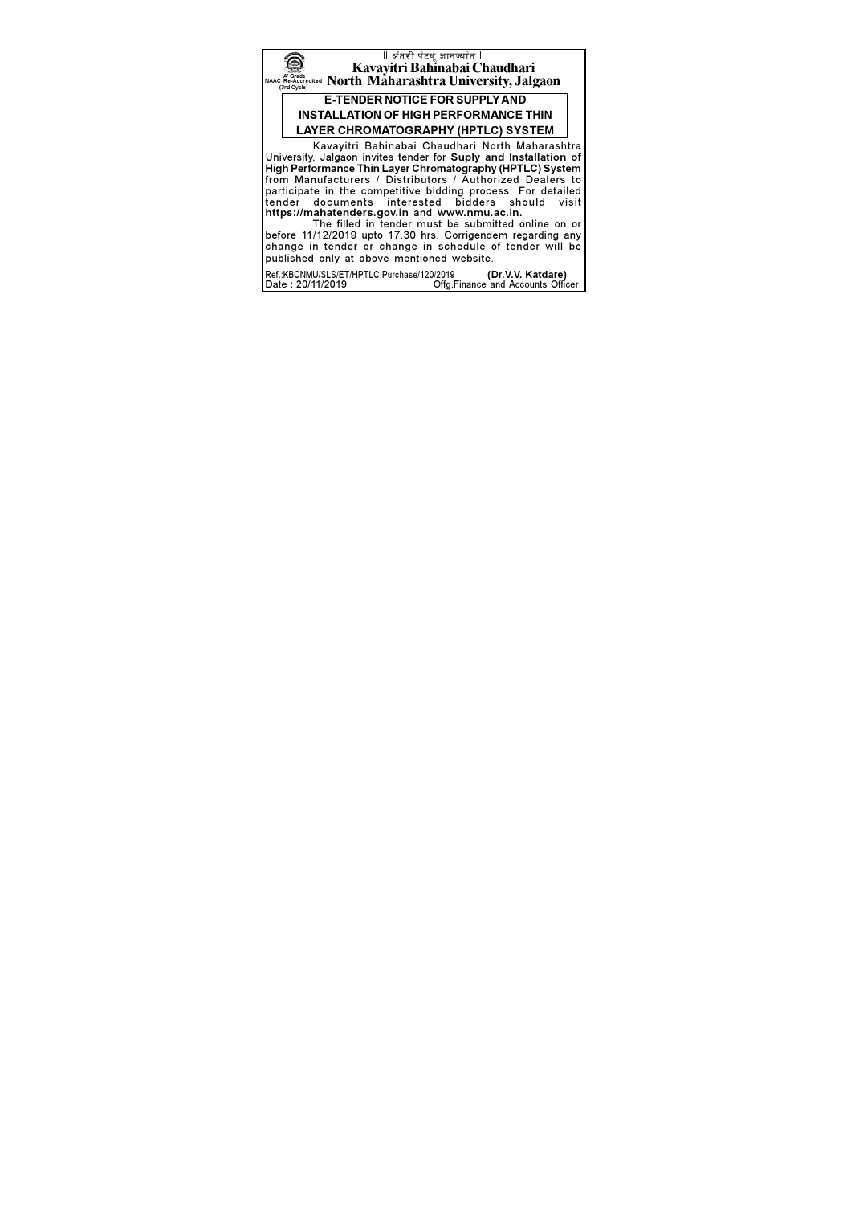|| अंतरी पेटवू ज्ञानज्योत ||

NAAC 'A' Grade Re-Accredited (3rd Cycle)

# Kavayitri Bahinabai Chaudhari North Maharashtra University, Jalgaon

## E-TENDER NOTICE FOR SUPPLY AND INSTALLATION OF HIGH PERFORMANCE THIN LAYER CHROMATOGRAPHY (HPTLC) SYSTEM

Kavayitri Bahinabai Chaudhari North Maharashtra University, Jalgaon invites tender for **Suply and Installation of High Performance Thin Layer Chromatography (HPTLC) System** from Manufacturers / Distributors / Authorized Dealers to participate in the competitive bidding process. For detailed tender documents interested bidders should visit **https://mahatenders.gov.in** and **www.nmu.ac.in.**

The filled in tender must be submitted online on or before 11/12/2019 upto 17.30 hrs. Corrigendem regarding any change in tender or change in schedule of tender will be published only at above mentioned website.

Ref.:KBCNMU/SLS/ET/HPTLC Purchase/120/2019
Date : 20/11/2019

**(Dr.V.V. Katdare)**
Offg.Finance and Accounts Officer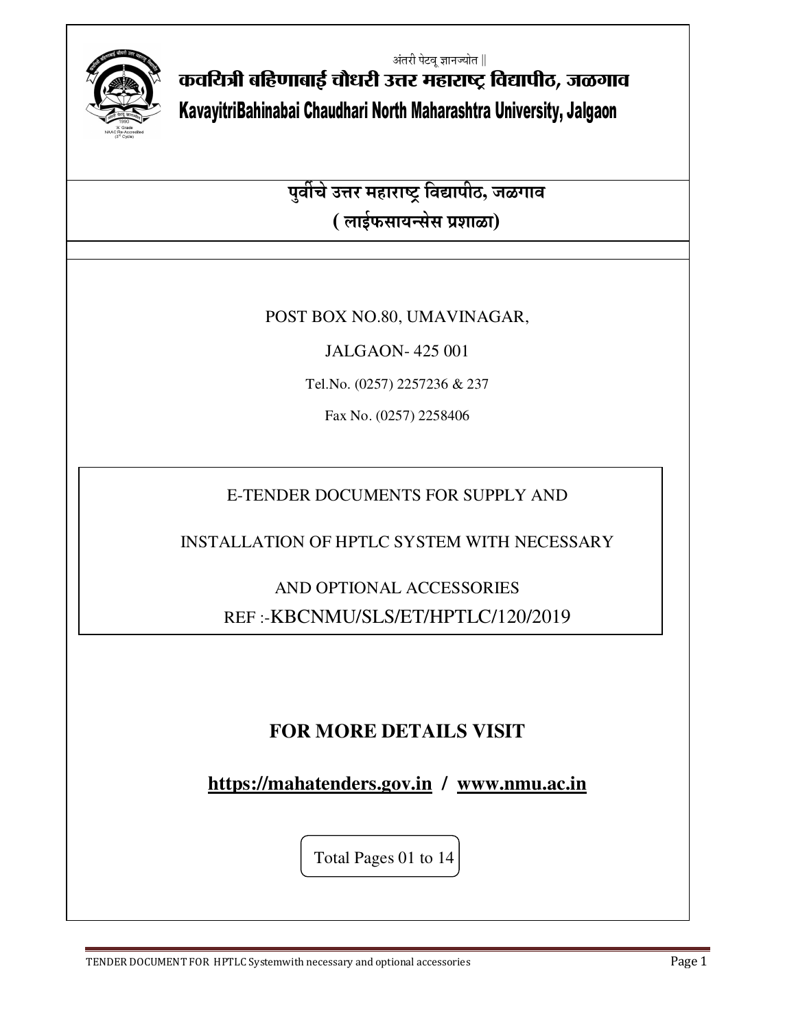अंतरी पेटवू ज्ञानज्योत ||

# कवयित्री बहिणाबाई चौधरी उत्तर महाराष्ट्र विद्यापीठ, जळगाव

# KavayitriBahinabai Chaudhari North Maharashtra University, Jalgaon

## पुर्वीचे उत्तर महाराष्ट्र विद्यापीठ, जळगाव

## ( लाईफसायन्सेस प्रशाळा)

POST BOX NO.80, UMAVINAGAR,

JALGAON- 425 001

Tel.No. (0257) 2257236 & 237

Fax No. (0257) 2258406

E-TENDER DOCUMENTS FOR SUPPLY AND

INSTALLATION OF HPTLC SYSTEM WITH NECESSARY

AND OPTIONAL ACCESSORIES

REF :-KBCNMU/SLS/ET/HPTLC/120/2019

## FOR MORE DETAILS VISIT

**https://mahatenders.gov.in / www.nmu.ac.in**

Total Pages 01 to 14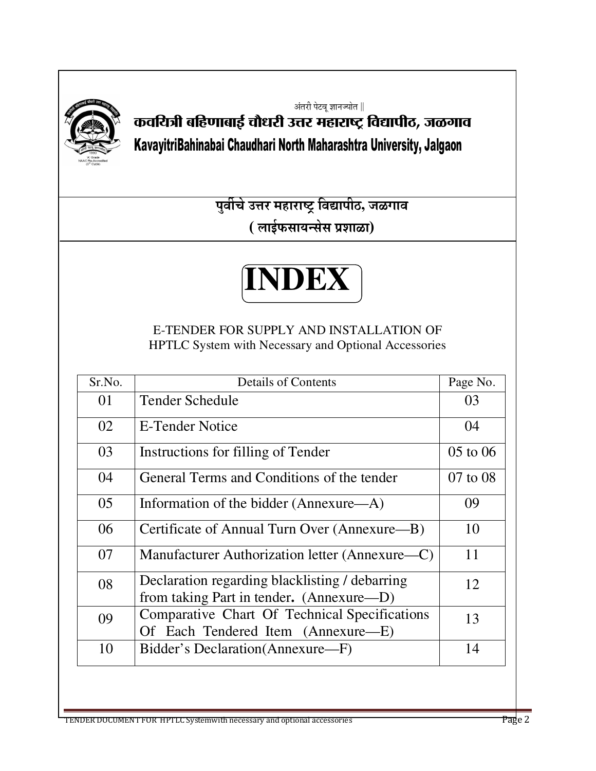अंतरी पेटवू ज्ञानज्योत ||

# कवयित्री बहिणाबाई चौधरी उत्तर महाराष्ट्र विद्यापीठ, जळगाव

# KavayitriBahinabai Chaudhari North Maharashtra University, Jalgaon

## पुर्वीचे उत्तर महाराष्ट्र विद्यापीठ, जळगाव

## ( लाईफसायन्सेस प्रशाळा)

# INDEX

E-TENDER FOR SUPPLY AND INSTALLATION OF
HPTLC System with Necessary and Optional Accessories

| Sr.No. | Details of Contents | Page No. |
|---|---|---|
| 01 | Tender Schedule | 03 |
| 02 | E-Tender Notice | 04 |
| 03 | Instructions for filling of Tender | 05 to 06 |
| 04 | General Terms and Conditions of the tender | 07 to 08 |
| 05 | Information of the bidder (Annexure—A) | 09 |
| 06 | Certificate of Annual Turn Over (Annexure—B) | 10 |
| 07 | Manufacturer Authorization letter (Annexure—C) | 11 |
| 08 | Declaration regarding blacklisting / debarring from taking Part in tender**.** (Annexure—D) | 12 |
| 09 | Comparative Chart Of Technical Specifications Of Each Tendered Item (Annexure—E) | 13 |
| 10 | Bidder's Declaration(Annexure—F) | 14 |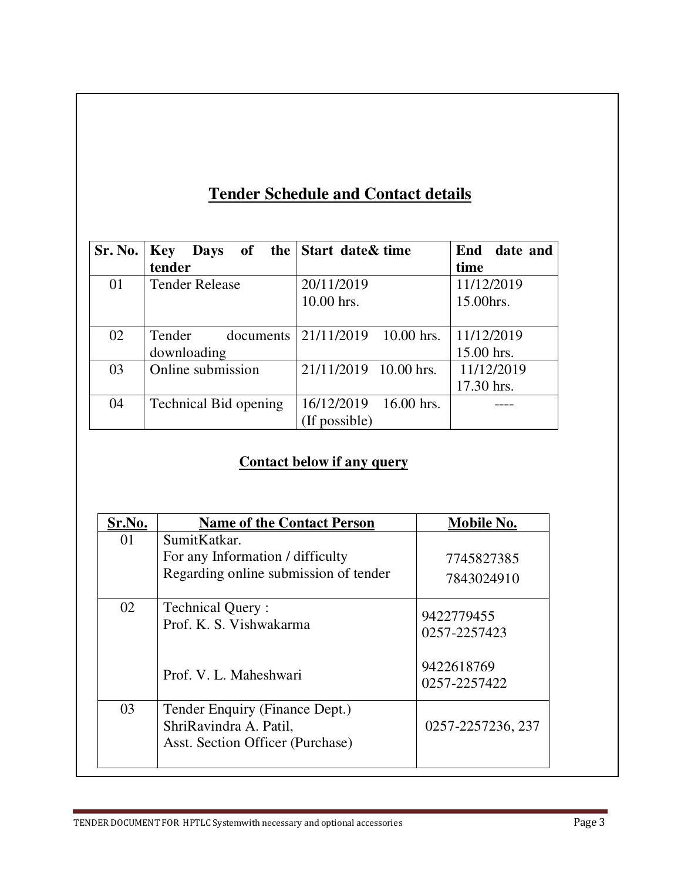## Tender Schedule and Contact details

| Sr. No. | Key Days of the tender | Start date& time | End date and time |
|---|---|---|---|
| 01 | Tender Release | 20/11/2019<br>10.00 hrs. | 11/12/2019<br>15.00hrs. |
| 02 | Tender documents downloading | 21/11/2019 10.00 hrs. | 11/12/2019<br>15.00 hrs. |
| 03 | Online submission | 21/11/2019 10.00 hrs. | 11/12/2019<br>17.30 hrs. |
| 04 | Technical Bid opening | 16/12/2019 16.00 hrs.<br>(If possible) | ---- |

### Contact below if any query

| Sr.No. | Name of the Contact Person | Mobile No. |
|---|---|---|
| 01 | SumitKatkar.<br>For any Information / difficulty<br>Regarding online submission of tender | 7745827385<br>7843024910 |
| 02 | Technical Query :<br>Prof. K. S. Vishwakarma | 9422779455<br>0257-2257423 |
| | Prof. V. L. Maheshwari | 9422618769<br>0257-2257422 |
| 03 | Tender Enquiry (Finance Dept.)<br>ShriRavindra A. Patil,<br>Asst. Section Officer (Purchase) | 0257-2257236, 237 |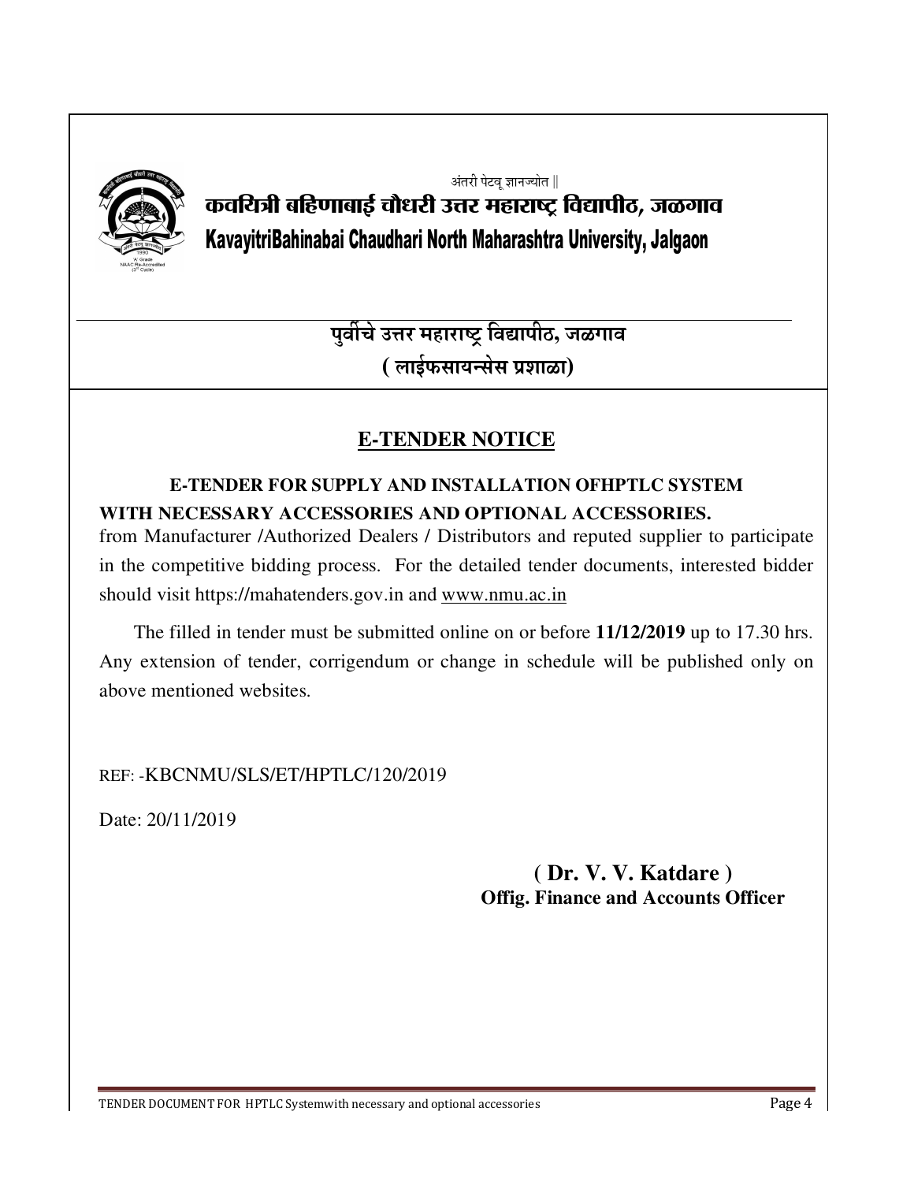अंतरी पेटवू ज्ञानज्योत ||

**कवयित्री बहिणाबाई चौधरी उत्तर महाराष्ट्र विद्यापीठ, जळगाव**

**KavayitriBahinabai Chaudhari North Maharashtra University, Jalgaon**

**पुर्वीचे उत्तर महाराष्ट्र विद्यापीठ, जळगाव**

**( लाईफसायन्सेस प्रशाळा)**

## E-TENDER NOTICE

**E-TENDER FOR SUPPLY AND INSTALLATION OFHPTLC SYSTEM WITH NECESSARY ACCESSORIES AND OPTIONAL ACCESSORIES.**

from Manufacturer /Authorized Dealers / Distributors and reputed supplier to participate in the competitive bidding process. For the detailed tender documents, interested bidder should visit https://mahatenders.gov.in and www.nmu.ac.in

The filled in tender must be submitted online on or before **11/12/2019** up to 17.30 hrs. Any extension of tender, corrigendum or change in schedule will be published only on above mentioned websites.

REF: -KBCNMU/SLS/ET/HPTLC/120/2019

Date: 20/11/2019

**( Dr. V. V. Katdare )**
**Offig. Finance and Accounts Officer**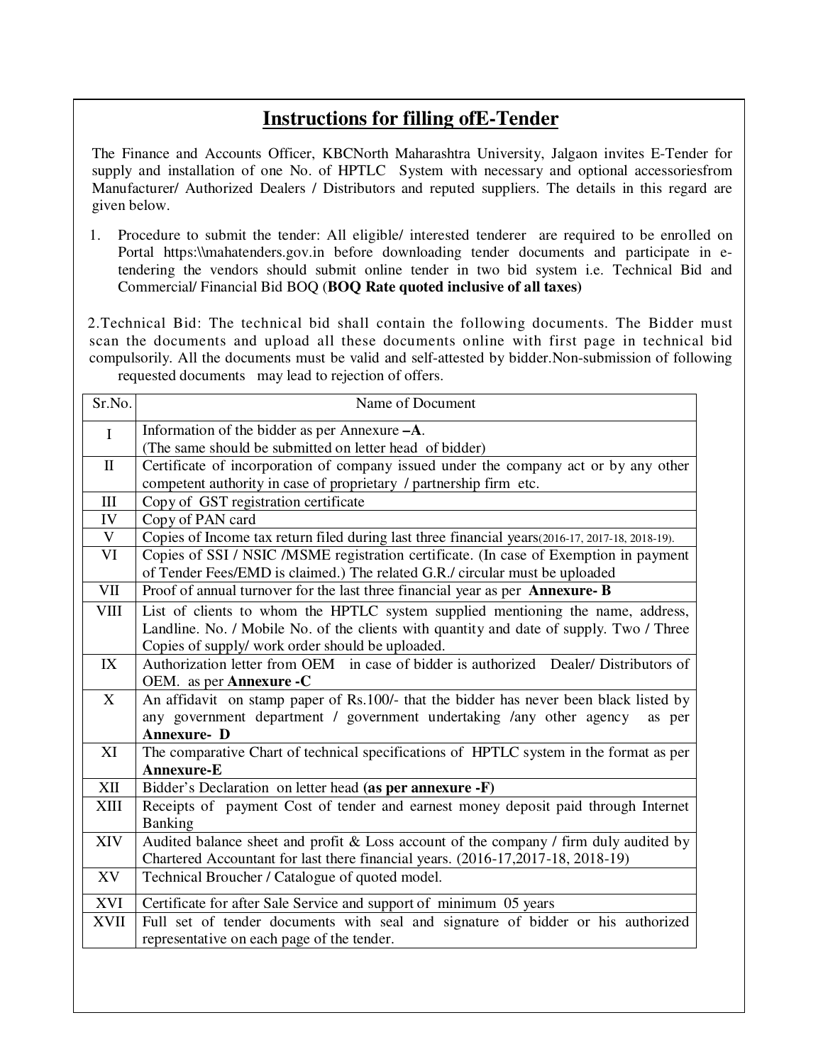## Instructions for filling ofE-Tender

The Finance and Accounts Officer, KBCNorth Maharashtra University, Jalgaon invites E-Tender for supply and installation of one No. of HPTLC System with necessary and optional accessoriesfrom Manufacturer/ Authorized Dealers / Distributors and reputed suppliers. The details in this regard are given below.

1. Procedure to submit the tender: All eligible/ interested tenderer are required to be enrolled on Portal https:\\mahatenders.gov.in before downloading tender documents and participate in e-tendering the vendors should submit online tender in two bid system i.e. Technical Bid and Commercial/ Financial Bid BOQ (**BOQ Rate quoted inclusive of all taxes)**

2.Technical Bid: The technical bid shall contain the following documents. The Bidder must scan the documents and upload all these documents online with first page in technical bid compulsorily. All the documents must be valid and self-attested by bidder.Non-submission of following requested documents may lead to rejection of offers.

| Sr.No. | Name of Document |
|---|---|
| I | Information of the bidder as per Annexure **–A**. (The same should be submitted on letter head of bidder) |
| II | Certificate of incorporation of company issued under the company act or by any other competent authority in case of proprietary / partnership firm etc. |
| III | Copy of GST registration certificate |
| IV | Copy of PAN card |
| V | Copies of Income tax return filed during last three financial years(2016-17, 2017-18, 2018-19). |
| VI | Copies of SSI / NSIC /MSME registration certificate. (In case of Exemption in payment of Tender Fees/EMD is claimed.) The related G.R./ circular must be uploaded |
| VII | Proof of annual turnover for the last three financial year as per **Annexure- B** |
| VIII | List of clients to whom the HPTLC system supplied mentioning the name, address, Landline. No. / Mobile No. of the clients with quantity and date of supply. Two / Three Copies of supply/ work order should be uploaded. |
| IX | Authorization letter from OEM in case of bidder is authorized Dealer/ Distributors of OEM. as per **Annexure -C** |
| X | An affidavit on stamp paper of Rs.100/- that the bidder has never been black listed by any government department / government undertaking /any other agency as per **Annexure- D** |
| XI | The comparative Chart of technical specifications of HPTLC system in the format as per **Annexure-E** |
| XII | Bidder's Declaration on letter head **(as per annexure -F)** |
| XIII | Receipts of payment Cost of tender and earnest money deposit paid through Internet Banking |
| XIV | Audited balance sheet and profit & Loss account of the company / firm duly audited by Chartered Accountant for last there financial years. (2016-17,2017-18, 2018-19) |
| XV | Technical Broucher / Catalogue of quoted model. |
| XVI | Certificate for after Sale Service and support of minimum 05 years |
| XVII | Full set of tender documents with seal and signature of bidder or his authorized representative on each page of the tender. |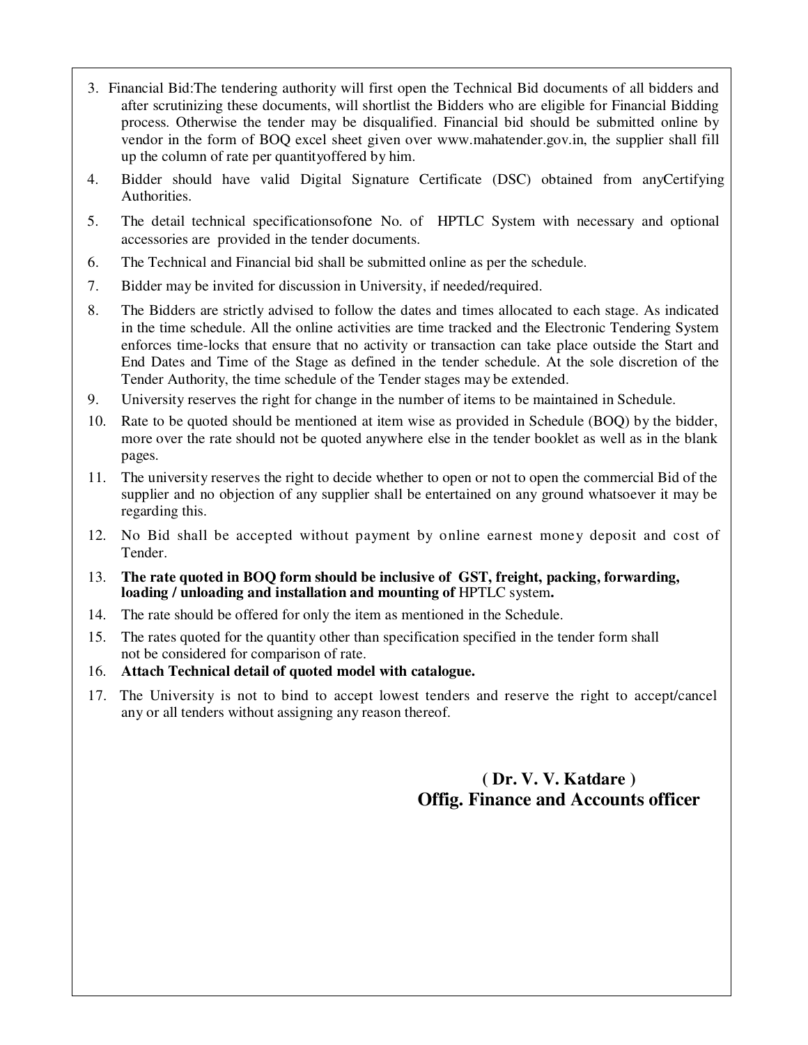3. Financial Bid:The tendering authority will first open the Technical Bid documents of all bidders and after scrutinizing these documents, will shortlist the Bidders who are eligible for Financial Bidding process. Otherwise the tender may be disqualified. Financial bid should be submitted online by vendor in the form of BOQ excel sheet given over www.mahatender.gov.in, the supplier shall fill up the column of rate per quantityoffered by him.

4. Bidder should have valid Digital Signature Certificate (DSC) obtained from anyCertifying Authorities.

5. The detail technical specificationsofone No. of HPTLC System with necessary and optional accessories are provided in the tender documents.

6. The Technical and Financial bid shall be submitted online as per the schedule.

7. Bidder may be invited for discussion in University, if needed/required.

8. The Bidders are strictly advised to follow the dates and times allocated to each stage. As indicated in the time schedule. All the online activities are time tracked and the Electronic Tendering System enforces time-locks that ensure that no activity or transaction can take place outside the Start and End Dates and Time of the Stage as defined in the tender schedule. At the sole discretion of the Tender Authority, the time schedule of the Tender stages may be extended.

9. University reserves the right for change in the number of items to be maintained in Schedule.

10. Rate to be quoted should be mentioned at item wise as provided in Schedule (BOQ) by the bidder, more over the rate should not be quoted anywhere else in the tender booklet as well as in the blank pages.

11. The university reserves the right to decide whether to open or not to open the commercial Bid of the supplier and no objection of any supplier shall be entertained on any ground whatsoever it may be regarding this.

12. No Bid shall be accepted without payment by online earnest money deposit and cost of Tender.

13. **The rate quoted in BOQ form should be inclusive of GST, freight, packing, forwarding, loading / unloading and installation and mounting of** HPTLC system**.**

14. The rate should be offered for only the item as mentioned in the Schedule.

15. The rates quoted for the quantity other than specification specified in the tender form shall not be considered for comparison of rate.

16. **Attach Technical detail of quoted model with catalogue.**

17. The University is not to bind to accept lowest tenders and reserve the right to accept/cancel any or all tenders without assigning any reason thereof.

**( Dr. V. V. Katdare )**
**Offig. Finance and Accounts officer**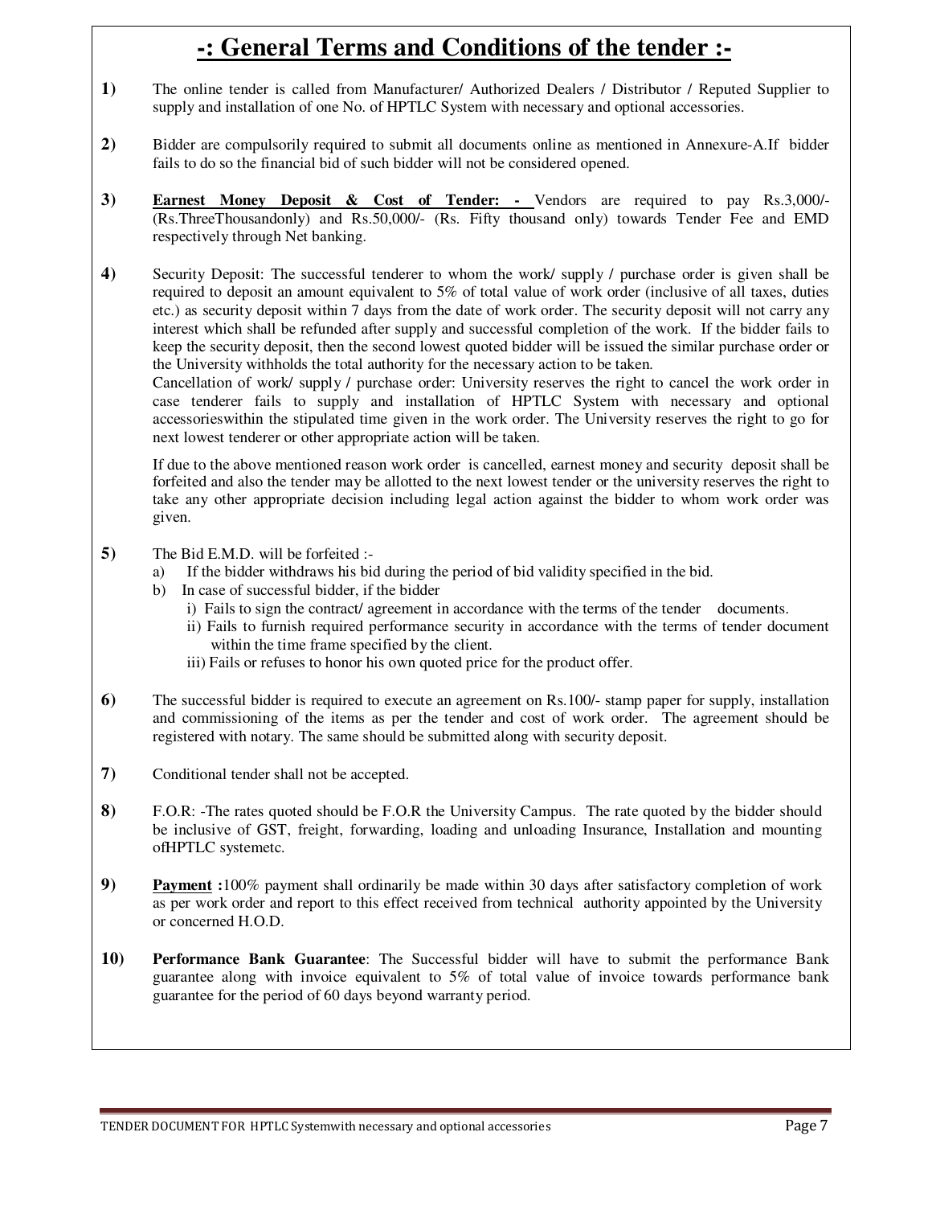# -: General Terms and Conditions of the tender :-

**1)** The online tender is called from Manufacturer/ Authorized Dealers / Distributor / Reputed Supplier to supply and installation of one No. of HPTLC System with necessary and optional accessories.

**2)** Bidder are compulsorily required to submit all documents online as mentioned in Annexure-A.If bidder fails to do so the financial bid of such bidder will not be considered opened.

**3)** **Earnest Money Deposit & Cost of Tender: -** Vendors are required to pay Rs.3,000/- (Rs.ThreeThousandonly) and Rs.50,000/- (Rs. Fifty thousand only) towards Tender Fee and EMD respectively through Net banking.

**4)** Security Deposit: The successful tenderer to whom the work/ supply / purchase order is given shall be required to deposit an amount equivalent to 5% of total value of work order (inclusive of all taxes, duties etc.) as security deposit within 7 days from the date of work order. The security deposit will not carry any interest which shall be refunded after supply and successful completion of the work. If the bidder fails to keep the security deposit, then the second lowest quoted bidder will be issued the similar purchase order or the University withholds the total authority for the necessary action to be taken.
Cancellation of work/ supply / purchase order: University reserves the right to cancel the work order in case tenderer fails to supply and installation of HPTLC System with necessary and optional accessorieswithin the stipulated time given in the work order. The University reserves the right to go for next lowest tenderer or other appropriate action will be taken.

If due to the above mentioned reason work order is cancelled, earnest money and security deposit shall be forfeited and also the tender may be allotted to the next lowest tender or the university reserves the right to take any other appropriate decision including legal action against the bidder to whom work order was given.

**5)** The Bid E.M.D. will be forfeited :-
   a) If the bidder withdraws his bid during the period of bid validity specified in the bid.
   b) In case of successful bidder, if the bidder
      i) Fails to sign the contract/ agreement in accordance with the terms of the tender documents.
      ii) Fails to furnish required performance security in accordance with the terms of tender document within the time frame specified by the client.
      iii) Fails or refuses to honor his own quoted price for the product offer.

**6)** The successful bidder is required to execute an agreement on Rs.100/- stamp paper for supply, installation and commissioning of the items as per the tender and cost of work order. The agreement should be registered with notary. The same should be submitted along with security deposit.

**7)** Conditional tender shall not be accepted.

**8)** F.O.R: -The rates quoted should be F.O.R the University Campus. The rate quoted by the bidder should be inclusive of GST, freight, forwarding, loading and unloading Insurance, Installation and mounting ofHPTLC systemetc.

**9)** **Payment :**100% payment shall ordinarily be made within 30 days after satisfactory completion of work as per work order and report to this effect received from technical authority appointed by the University or concerned H.O.D.

**10)** **Performance Bank Guarantee**: The Successful bidder will have to submit the performance Bank guarantee along with invoice equivalent to 5% of total value of invoice towards performance bank guarantee for the period of 60 days beyond warranty period.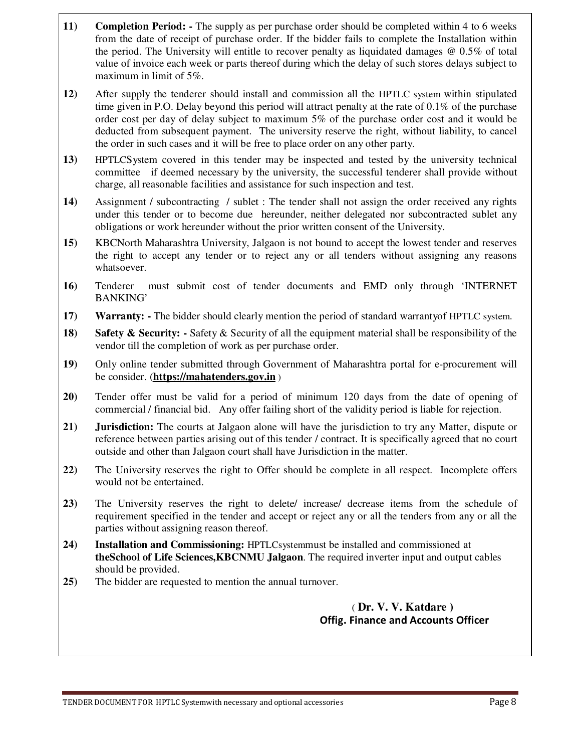11) **Completion Period: -** The supply as per purchase order should be completed within 4 to 6 weeks from the date of receipt of purchase order. If the bidder fails to complete the Installation within the period. The University will entitle to recover penalty as liquidated damages @ 0.5% of total value of invoice each week or parts thereof during which the delay of such stores delays subject to maximum in limit of 5%.

12) After supply the tenderer should install and commission all the HPTLC system within stipulated time given in P.O. Delay beyond this period will attract penalty at the rate of 0.1% of the purchase order cost per day of delay subject to maximum 5% of the purchase order cost and it would be deducted from subsequent payment. The university reserve the right, without liability, to cancel the order in such cases and it will be free to place order on any other party.

13) HPTLCSystem covered in this tender may be inspected and tested by the university technical committee if deemed necessary by the university, the successful tenderer shall provide without charge, all reasonable facilities and assistance for such inspection and test.

14) Assignment / subcontracting / sublet : The tender shall not assign the order received any rights under this tender or to become due hereunder, neither delegated nor subcontracted sublet any obligations or work hereunder without the prior written consent of the University.

15) KBCNorth Maharashtra University, Jalgaon is not bound to accept the lowest tender and reserves the right to accept any tender or to reject any or all tenders without assigning any reasons whatsoever.

16) Tenderer must submit cost of tender documents and EMD only through 'INTERNET BANKING'

17) **Warranty: -** The bidder should clearly mention the period of standard warrantyof HPTLC system.

18) **Safety & Security: -** Safety & Security of all the equipment material shall be responsibility of the vendor till the completion of work as per purchase order.

19) Only online tender submitted through Government of Maharashtra portal for e-procurement will be consider. (**https://mahatenders.gov.in** )

20) Tender offer must be valid for a period of minimum 120 days from the date of opening of commercial / financial bid. Any offer failing short of the validity period is liable for rejection.

21) **Jurisdiction:** The courts at Jalgaon alone will have the jurisdiction to try any Matter, dispute or reference between parties arising out of this tender / contract. It is specifically agreed that no court outside and other than Jalgaon court shall have Jurisdiction in the matter.

22) The University reserves the right to Offer should be complete in all respect. Incomplete offers would not be entertained.

23) The University reserves the right to delete/ increase/ decrease items from the schedule of requirement specified in the tender and accept or reject any or all the tenders from any or all the parties without assigning reason thereof.

24) **Installation and Commissioning:** HPTLCsystemmust be installed and commissioned at **theSchool of Life Sciences,KBCNMU Jalgaon**. The required inverter input and output cables should be provided.

25) The bidder are requested to mention the annual turnover.

( **Dr. V. V. Katdare** )
**Offig. Finance and Accounts Officer**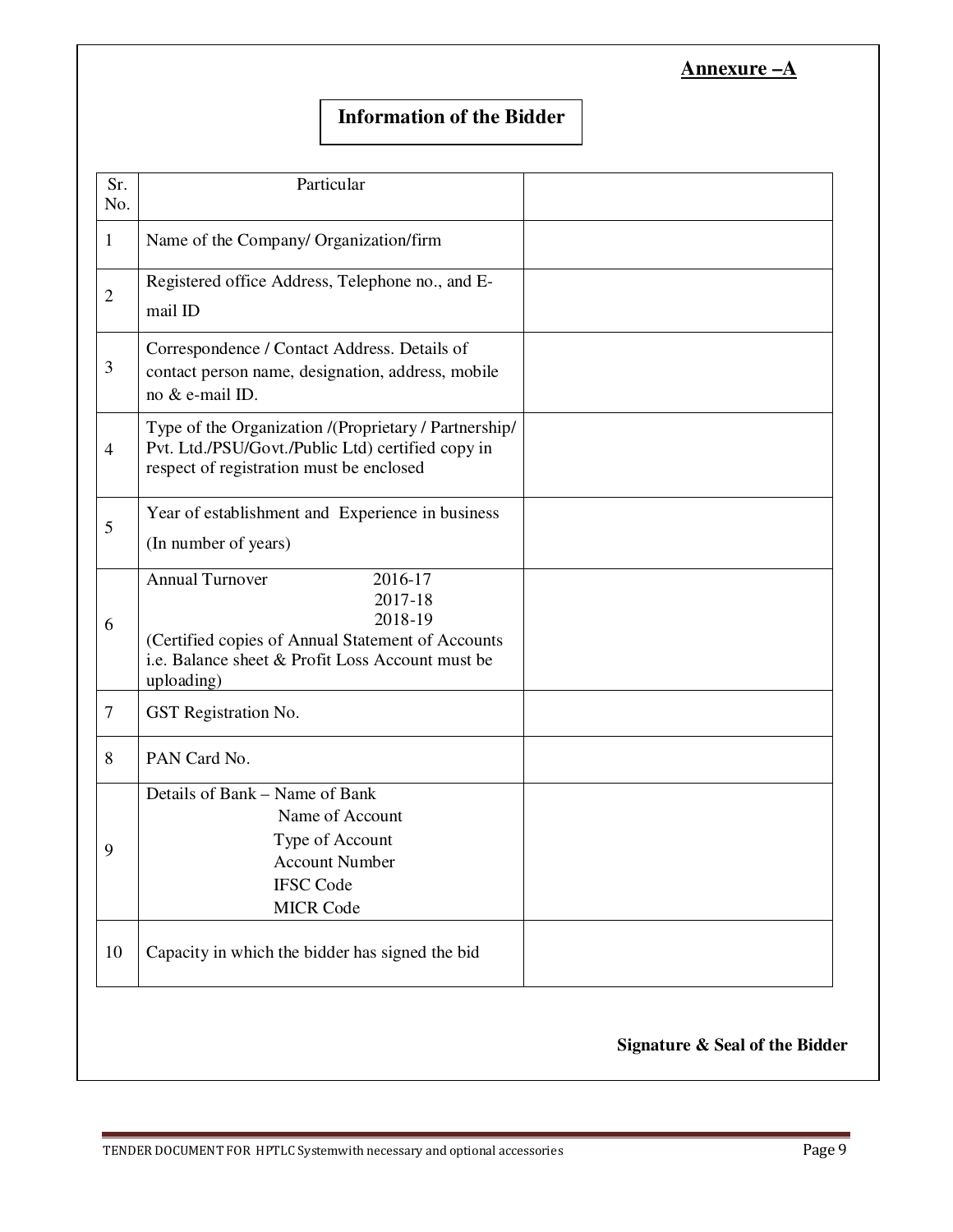**Annexure –A**

## Information of the Bidder

| Sr. No. | Particular | |
|---|---|---|
| 1 | Name of the Company/ Organization/firm | |
| 2 | Registered office Address, Telephone no., and E-mail ID | |
| 3 | Correspondence / Contact Address. Details of contact person name, designation, address, mobile no & e-mail ID. | |
| 4 | Type of the Organization /(Proprietary / Partnership/ Pvt. Ltd./PSU/Govt./Public Ltd) certified copy in respect of registration must be enclosed | |
| 5 | Year of establishment and Experience in business (In number of years) | |
| 6 | Annual Turnover 2016-17<br>2017-18<br>2018-19<br>(Certified copies of Annual Statement of Accounts i.e. Balance sheet & Profit Loss Account must be uploading) | |
| 7 | GST Registration No. | |
| 8 | PAN Card No. | |
| 9 | Details of Bank – Name of Bank<br>Name of Account<br>Type of Account<br>Account Number<br>IFSC Code<br>MICR Code | |
| 10 | Capacity in which the bidder has signed the bid | |

**Signature & Seal of the Bidder**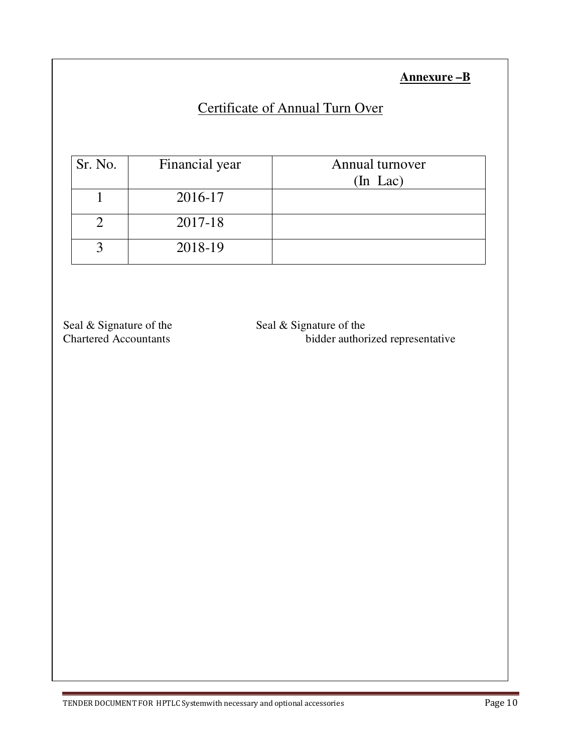**Annexure –B**

# Certificate of Annual Turn Over

| Sr. No. | Financial year | Annual turnover (In Lac) |
|---|---|---|
| 1 | 2016-17 | |
| 2 | 2017-18 | |
| 3 | 2018-19 | |

Seal & Signature of the Chartered Accountants

Seal & Signature of the bidder authorized representative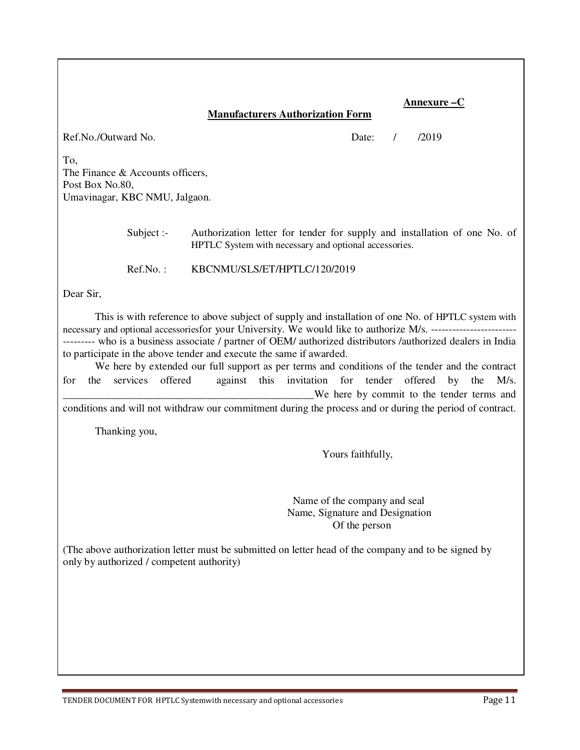**Annexure –C**

**Manufacturers Authorization Form**

Ref.No./Outward No. Date: / /2019

To,
The Finance & Accounts officers,
Post Box No.80,
Umavinagar, KBC NMU, Jalgaon.

Subject :- Authorization letter for tender for supply and installation of one No. of HPTLC System with necessary and optional accessories.

Ref.No. : KBCNMU/SLS/ET/HPTLC/120/2019

Dear Sir,

This is with reference to above subject of supply and installation of one No. of HPTLC system with necessary and optional accessoriesfor your University. We would like to authorize M/s. --------------------------------- who is a business associate / partner of OEM/ authorized distributors /authorized dealers in India to participate in the above tender and execute the same if awarded.

We here by extended our full support as per terms and conditions of the tender and the contract for the services offered against this invitation for tender offered by the M/s. _______________________________________________We here by commit to the tender terms and conditions and will not withdraw our commitment during the process and or during the period of contract.

Thanking you,

Yours faithfully,

Name of the company and seal
Name, Signature and Designation
Of the person

(The above authorization letter must be submitted on letter head of the company and to be signed by only by authorized / competent authority)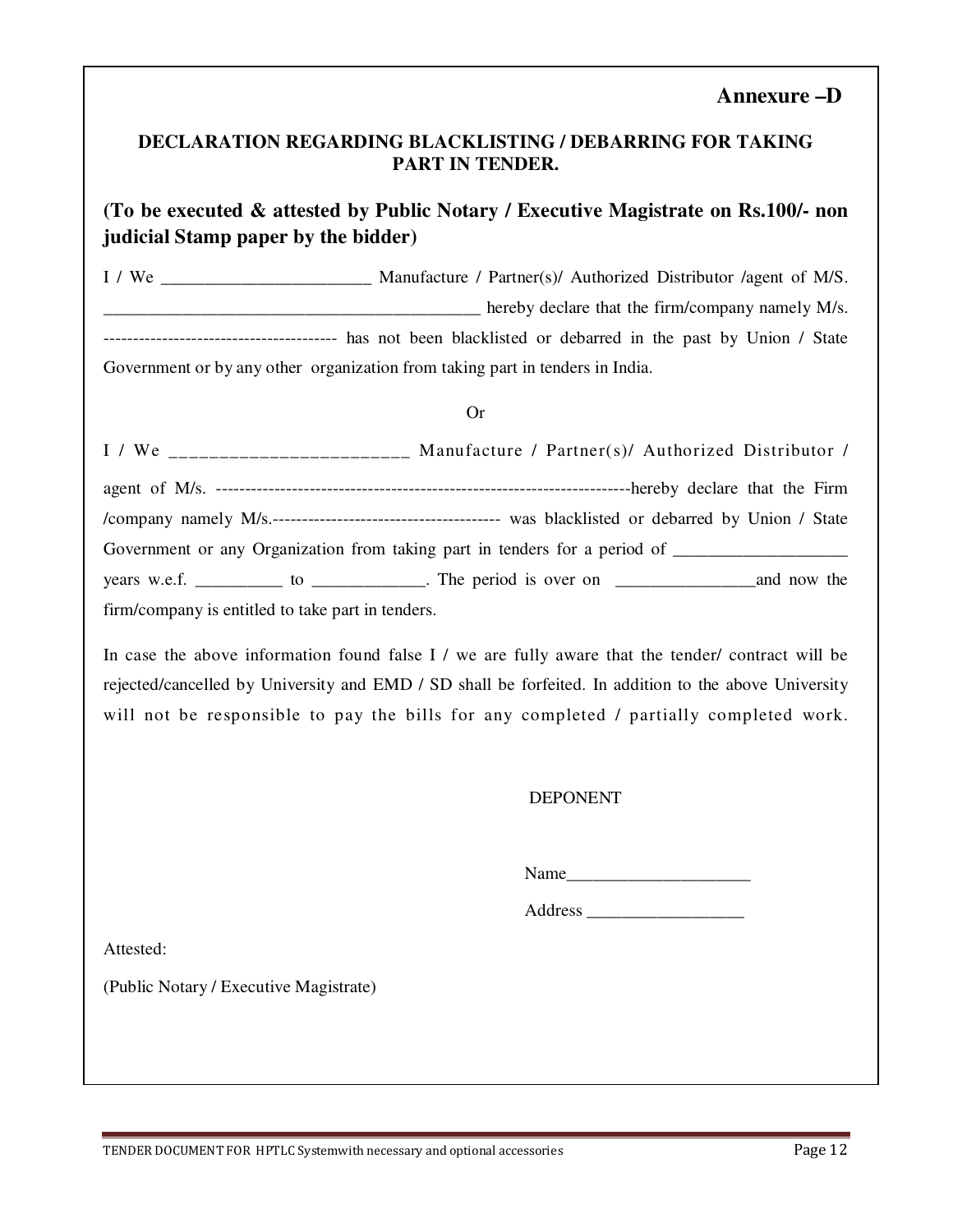**Annexure –D**

**DECLARATION REGARDING BLACKLISTING / DEBARRING FOR TAKING PART IN TENDER.**

**(To be executed & attested by Public Notary / Executive Magistrate on Rs.100/- non judicial Stamp paper by the bidder)**

I / We ________________________ Manufacture / Partner(s)/ Authorized Distributor /agent of M/S. ___________________________________________ hereby declare that the firm/company namely M/s. --------------------------------------- has not been blacklisted or debarred in the past by Union / State Government or by any other organization from taking part in tenders in India.

Or

I / We ________________________ Manufacture / Partner(s)/ Authorized Distributor / agent of M/s. ----------------------------------------------------------------------hereby declare that the Firm /company namely M/s.--------------------------------------- was blacklisted or debarred by Union / State Government or any Organization from taking part in tenders for a period of ___________________ years w.e.f. __________ to ____________. The period is over on _______________and now the firm/company is entitled to take part in tenders.

In case the above information found false I / we are fully aware that the tender/ contract will be rejected/cancelled by University and EMD / SD shall be forfeited. In addition to the above University will not be responsible to pay the bills for any completed / partially completed work.

DEPONENT

Name_____________________

Address __________________

Attested:

(Public Notary / Executive Magistrate)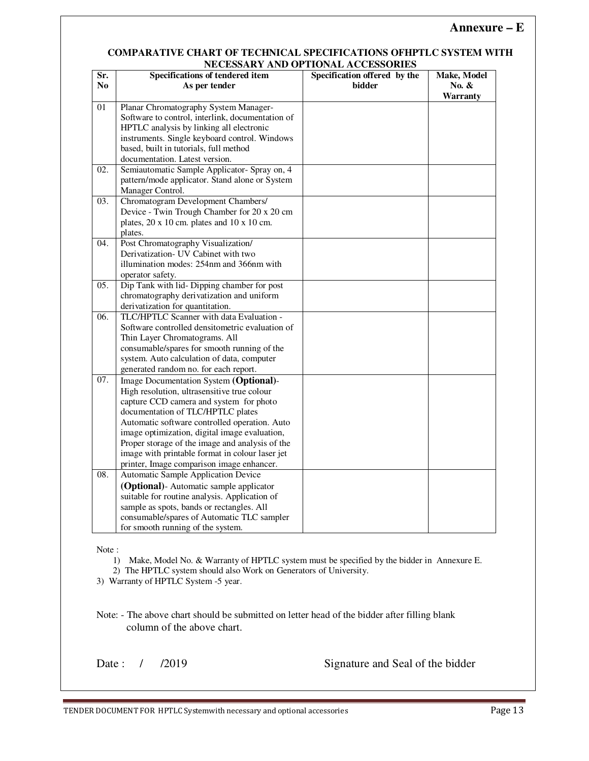**Annexure – E**

**COMPARATIVE CHART OF TECHNICAL SPECIFICATIONS OFHPTLC SYSTEM WITH NECESSARY AND OPTIONAL ACCESSORIES**

| Sr. No | Specifications of tendered item As per tender | Specification offered by the bidder | Make, Model No. & Warranty |
|---|---|---|---|
| 01 | Planar Chromatography System Manager- Software to control, interlink, documentation of HPTLC analysis by linking all electronic instruments. Single keyboard control. Windows based, built in tutorials, full method documentation. Latest version. | | |
| 02. | Semiautomatic Sample Applicator- Spray on, 4 pattern/mode applicator. Stand alone or System Manager Control. | | |
| 03. | Chromatogram Development Chambers/ Device - Twin Trough Chamber for 20 x 20 cm plates, 20 x 10 cm. plates and 10 x 10 cm. plates. | | |
| 04. | Post Chromatography Visualization/ Derivatization- UV Cabinet with two illumination modes: 254nm and 366nm with operator safety. | | |
| 05. | Dip Tank with lid- Dipping chamber for post chromatography derivatization and uniform derivatization for quantitation. | | |
| 06. | TLC/HPTLC Scanner with data Evaluation - Software controlled densitometric evaluation of Thin Layer Chromatograms. All consumable/spares for smooth running of the system. Auto calculation of data, computer generated random no. for each report. | | |
| 07. | Image Documentation System **(Optional)**- High resolution, ultrasensitive true colour capture CCD camera and system for photo documentation of TLC/HPTLC plates Automatic software controlled operation. Auto image optimization, digital image evaluation, Proper storage of the image and analysis of the image with printable format in colour laser jet printer, Image comparison image enhancer. | | |
| 08. | Automatic Sample Application Device **(Optional)**- Automatic sample applicator suitable for routine analysis. Application of sample as spots, bands or rectangles. All consumable/spares of Automatic TLC sampler for smooth running of the system. | | |

Note :

1) Make, Model No. & Warranty of HPTLC system must be specified by the bidder in Annexure E.
2) The HPTLC system should also Work on Generators of University.
3) Warranty of HPTLC System -5 year.

Note: - The above chart should be submitted on letter head of the bidder after filling blank column of the above chart.

Date : / /2019 Signature and Seal of the bidder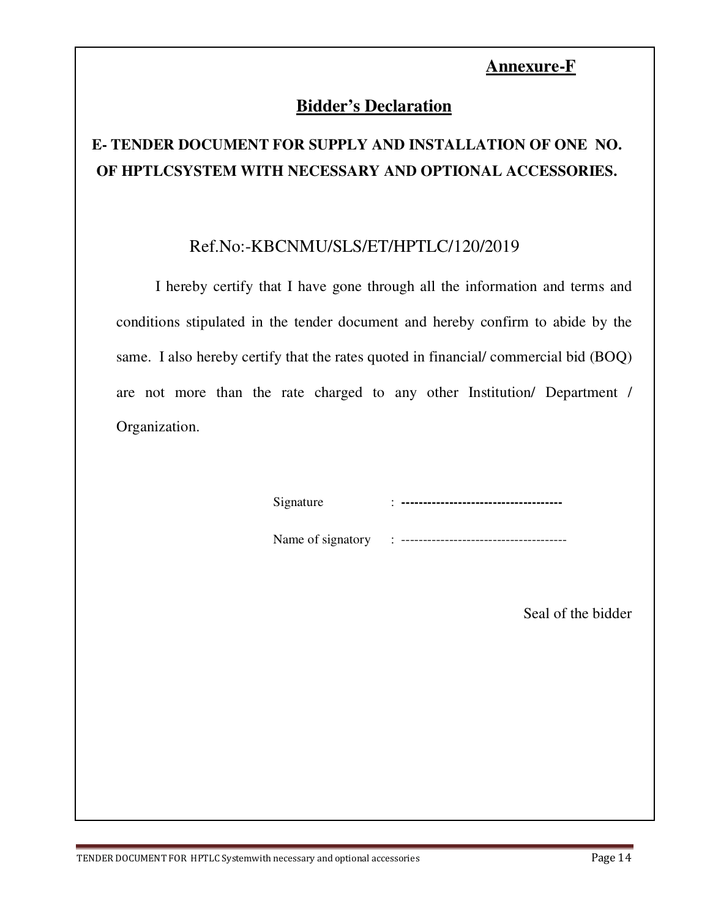**Annexure-F**

## Bidder's Declaration

### E- TENDER DOCUMENT FOR SUPPLY AND INSTALLATION OF ONE NO. OF HPTLCSYSTEM WITH NECESSARY AND OPTIONAL ACCESSORIES.

Ref.No:-KBCNMU/SLS/ET/HPTLC/120/2019

I hereby certify that I have gone through all the information and terms and conditions stipulated in the tender document and hereby confirm to abide by the same. I also hereby certify that the rates quoted in financial/ commercial bid (BOQ) are not more than the rate charged to any other Institution/ Department / Organization.

Signature : -------------------------------------

Name of signatory : --------------------------------------

Seal of the bidder